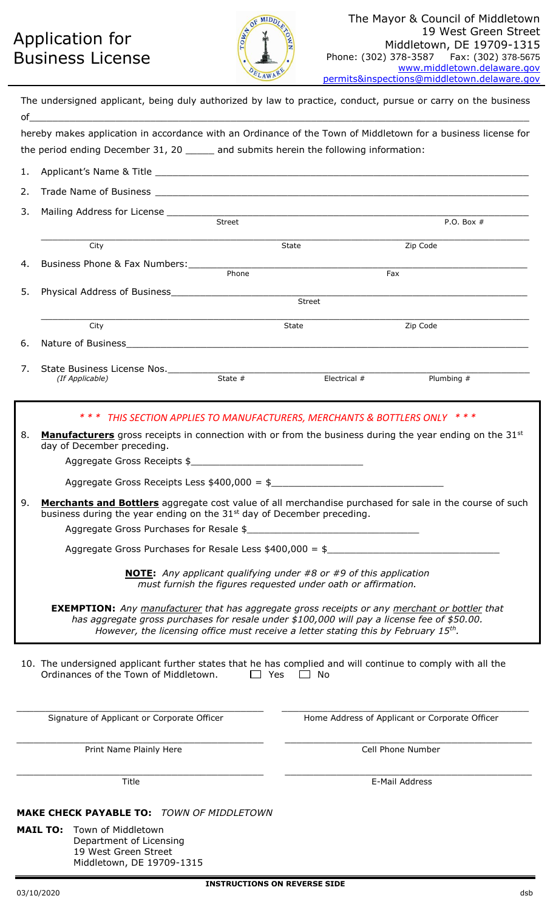# Application for Business License

The Mayor & Council of Middletown
19 West Green Street
Middletown, DE 19709-1315
Phone: (302) 378-3587 Fax: (302) 378-5675
www.middletown.delaware.gov
permits&inspections@middletown.delaware.gov

The undersigned applicant, being duly authorized by law to practice, conduct, pursue or carry on the business of\_\_\_\_\_\_\_\_\_\_\_\_\_\_\_\_\_\_\_\_\_\_\_\_\_\_\_\_\_\_\_\_\_\_\_\_\_\_\_\_

hereby makes application in accordance with an Ordinance of the Town of Middletown for a business license for the period ending December 31, 20 \_\_\_\_\_ and submits herein the following information:

1. Applicant's Name & Title \_\_\_\_\_\_\_\_\_\_\_\_\_\_\_\_\_\_\_\_\_\_\_\_\_\_\_\_\_\_
2. Trade Name of Business \_\_\_\_\_\_\_\_\_\_\_\_\_\_\_\_\_\_\_\_\_\_\_\_\_\_\_\_\_\_
3. Mailing Address for License \_\_\_\_\_\_\_\_\_\_\_\_\_\_\_\_\_\_\_\_\_\_\_\_\_\_\_\_\_\_
   Street P.O. Box #
   \_\_\_\_\_\_\_\_\_\_\_\_\_\_\_\_\_\_\_\_\_\_\_\_\_\_\_\_\_\_
   City State Zip Code
4. Business Phone & Fax Numbers: \_\_\_\_\_\_\_\_\_\_\_\_\_\_\_\_\_\_\_\_\_\_\_\_\_\_\_\_\_\_
   Phone Fax
5. Physical Address of Business \_\_\_\_\_\_\_\_\_\_\_\_\_\_\_\_\_\_\_\_\_\_\_\_\_\_\_\_\_\_
   Street
   \_\_\_\_\_\_\_\_\_\_\_\_\_\_\_\_\_\_\_\_\_\_\_\_\_\_\_\_\_\_
   City State Zip Code
6. Nature of Business \_\_\_\_\_\_\_\_\_\_\_\_\_\_\_\_\_\_\_\_\_\_\_\_\_\_\_\_\_\_
7. State Business License Nos. \_\_\_\_\_\_\_\_\_\_\_\_\_\_\_\_\_\_\_\_\_\_\_\_\_\_\_\_\_\_
   *(If Applicable)* State # Electrical # Plumbing #

*\* \* \* THIS SECTION APPLIES TO MANUFACTURERS, MERCHANTS & BOTTLERS ONLY \* \* \**

8. **Manufacturers** gross receipts in connection with or from the business during the year ending on the 31st day of December preceding.

   Aggregate Gross Receipts $\_\_\_\_\_\_\_\_\_\_\_\_\_\_\_\_\_\_\_\_\_\_\_\_\_\_\_\_\_\_

   Aggregate Gross Receipts Less $400,000 = $\_\_\_\_\_\_\_\_\_\_\_\_\_\_\_\_\_\_\_\_\_\_\_\_\_\_\_\_\_\_

9. **Merchants and Bottlers** aggregate cost value of all merchandise purchased for sale in the course of such business during the year ending on the 31st day of December preceding.

   Aggregate Gross Purchases for Resale $\_\_\_\_\_\_\_\_\_\_\_\_\_\_\_\_\_\_\_\_\_\_\_\_\_\_\_\_\_\_

   Aggregate Gross Purchases for Resale Less $400,000 = $\_\_\_\_\_\_\_\_\_\_\_\_\_\_\_\_\_\_\_\_\_\_\_\_\_\_\_\_\_\_

**NOTE:** *Any applicant qualifying under #8 or #9 of this application must furnish the figures requested under oath or affirmation.*

**EXEMPTION:** *Any manufacturer that has aggregate gross receipts or any merchant or bottler that has aggregate gross purchases for resale under $100,000 will pay a license fee of $50.00. However, the licensing office must receive a letter stating this by February 15th.*

10. The undersigned applicant further states that he has complied and will continue to comply with all the Ordinances of the Town of Middletown. ☐ Yes ☐ No

\_\_\_\_\_\_\_\_\_\_\_\_\_\_\_\_\_\_\_\_\_\_\_\_\_\_\_\_\_\_ \_\_\_\_\_\_\_\_\_\_\_\_\_\_\_\_\_\_\_\_\_\_\_\_\_\_\_\_\_\_
Signature of Applicant or Corporate Officer — Home Address of Applicant or Corporate Officer

\_\_\_\_\_\_\_\_\_\_\_\_\_\_\_\_\_\_\_\_\_\_\_\_\_\_\_\_\_\_ \_\_\_\_\_\_\_\_\_\_\_\_\_\_\_\_\_\_\_\_\_\_\_\_\_\_\_\_\_\_
Print Name Plainly Here — Cell Phone Number

\_\_\_\_\_\_\_\_\_\_\_\_\_\_\_\_\_\_\_\_\_\_\_\_\_\_\_\_\_\_ \_\_\_\_\_\_\_\_\_\_\_\_\_\_\_\_\_\_\_\_\_\_\_\_\_\_\_\_\_\_
Title — E-Mail Address

**MAKE CHECK PAYABLE TO:** *TOWN OF MIDDLETOWN*

**MAIL TO:** Town of Middletown
Department of Licensing
19 West Green Street
Middletown, DE 19709-1315

**INSTRUCTIONS ON REVERSE SIDE**

03/10/2020 dsb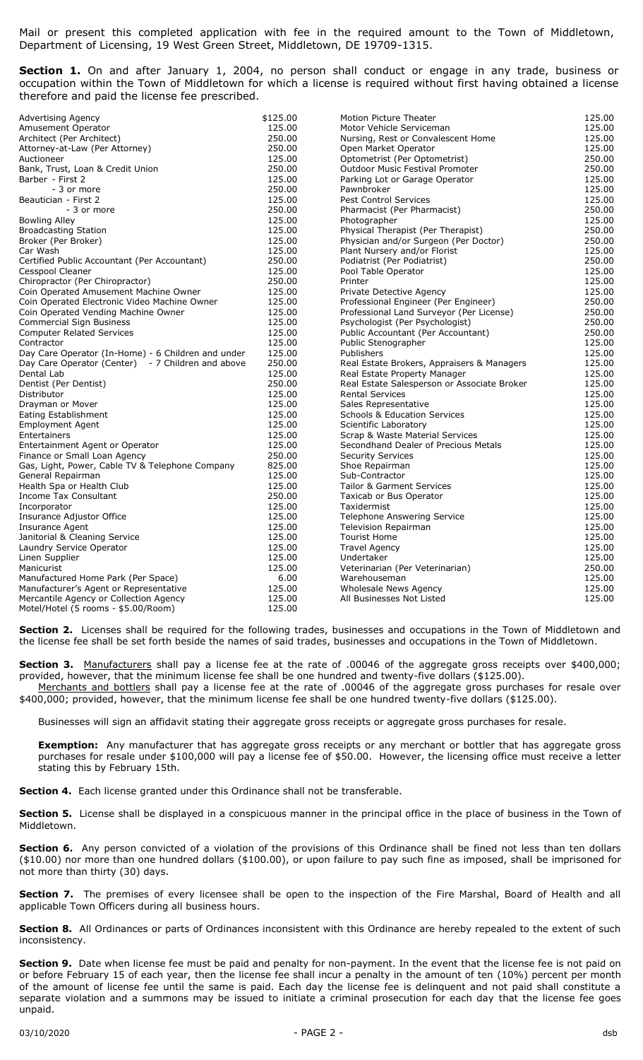Mail or present this completed application with fee in the required amount to the Town of Middletown, Department of Licensing, 19 West Green Street, Middletown, DE 19709-1315.

**Section 1.** On and after January 1, 2004, no person shall conduct or engage in any trade, business or occupation within the Town of Middletown for which a license is required without first having obtained a license therefore and paid the license fee prescribed.

| | | | |
|---|---|---|---|
| Advertising Agency | $125.00 | Motion Picture Theater | 125.00 |
| Amusement Operator | 125.00 | Motor Vehicle Serviceman | 125.00 |
| Architect (Per Architect) | 250.00 | Nursing, Rest or Convalescent Home | 125.00 |
| Attorney-at-Law (Per Attorney) | 250.00 | Open Market Operator | 125.00 |
| Auctioneer | 125.00 | Optometrist (Per Optometrist) | 250.00 |
| Bank, Trust, Loan & Credit Union | 250.00 | Outdoor Music Festival Promoter | 250.00 |
| Barber - First 2 | 125.00 | Parking Lot or Garage Operator | 125.00 |
| - 3 or more | 250.00 | Pawnbroker | 125.00 |
| Beautician - First 2 | 125.00 | Pest Control Services | 125.00 |
| - 3 or more | 250.00 | Pharmacist (Per Pharmacist) | 250.00 |
| Bowling Alley | 125.00 | Photographer | 125.00 |
| Broadcasting Station | 125.00 | Physical Therapist (Per Therapist) | 250.00 |
| Broker (Per Broker) | 125.00 | Physician and/or Surgeon (Per Doctor) | 250.00 |
| Car Wash | 125.00 | Plant Nursery and/or Florist | 125.00 |
| Certified Public Accountant (Per Accountant) | 250.00 | Podiatrist (Per Podiatrist) | 250.00 |
| Cesspool Cleaner | 125.00 | Pool Table Operator | 125.00 |
| Chiropractor (Per Chiropractor) | 250.00 | Printer | 125.00 |
| Coin Operated Amusement Machine Owner | 125.00 | Private Detective Agency | 125.00 |
| Coin Operated Electronic Video Machine Owner | 125.00 | Professional Engineer (Per Engineer) | 250.00 |
| Coin Operated Vending Machine Owner | 125.00 | Professional Land Surveyor (Per License) | 250.00 |
| Commercial Sign Business | 125.00 | Psychologist (Per Psychologist) | 250.00 |
| Computer Related Services | 125.00 | Public Accountant (Per Accountant) | 250.00 |
| Contractor | 125.00 | Public Stenographer | 125.00 |
| Day Care Operator (In-Home) - 6 Children and under | 125.00 | Publishers | 125.00 |
| Day Care Operator (Center) - 7 Children and above | 250.00 | Real Estate Brokers, Appraisers & Managers | 125.00 |
| Dental Lab | 125.00 | Real Estate Property Manager | 125.00 |
| Dentist (Per Dentist) | 250.00 | Real Estate Salesperson or Associate Broker | 125.00 |
| Distributor | 125.00 | Rental Services | 125.00 |
| Drayman or Mover | 125.00 | Sales Representative | 125.00 |
| Eating Establishment | 125.00 | Schools & Education Services | 125.00 |
| Employment Agent | 125.00 | Scientific Laboratory | 125.00 |
| Entertainers | 125.00 | Scrap & Waste Material Services | 125.00 |
| Entertainment Agent or Operator | 125.00 | Secondhand Dealer of Precious Metals | 125.00 |
| Finance or Small Loan Agency | 250.00 | Security Services | 125.00 |
| Gas, Light, Power, Cable TV & Telephone Company | 825.00 | Shoe Repairman | 125.00 |
| General Repairman | 125.00 | Sub-Contractor | 125.00 |
| Health Spa or Health Club | 125.00 | Tailor & Garment Services | 125.00 |
| Income Tax Consultant | 250.00 | Taxicab or Bus Operator | 125.00 |
| Incorporator | 125.00 | Taxidermist | 125.00 |
| Insurance Adjustor Office | 125.00 | Telephone Answering Service | 125.00 |
| Insurance Agent | 125.00 | Television Repairman | 125.00 |
| Janitorial & Cleaning Service | 125.00 | Tourist Home | 125.00 |
| Laundry Service Operator | 125.00 | Travel Agency | 125.00 |
| Linen Supplier | 125.00 | Undertaker | 125.00 |
| Manicurist | 125.00 | Veterinarian (Per Veterinarian) | 250.00 |
| Manufactured Home Park (Per Space) | 6.00 | Warehouseman | 125.00 |
| Manufacturer's Agent or Representative | 125.00 | Wholesale News Agency | 125.00 |
| Mercantile Agency or Collection Agency | 125.00 | All Businesses Not Listed | 125.00 |
| Motel/Hotel (5 rooms - $5.00/Room) | 125.00 | | |

**Section 2.** Licenses shall be required for the following trades, businesses and occupations in the Town of Middletown and the license fee shall be set forth beside the names of said trades, businesses and occupations in the Town of Middletown.

**Section 3.** Manufacturers shall pay a license fee at the rate of .00046 of the aggregate gross receipts over $400,000; provided, however, that the minimum license fee shall be one hundred and twenty-five dollars ($125.00).
Merchants and bottlers shall pay a license fee at the rate of .00046 of the aggregate gross purchases for resale over $400,000; provided, however, that the minimum license fee shall be one hundred twenty-five dollars ($125.00).

Businesses will sign an affidavit stating their aggregate gross receipts or aggregate gross purchases for resale.

**Exemption:** Any manufacturer that has aggregate gross receipts or any merchant or bottler that has aggregate gross purchases for resale under $100,000 will pay a license fee of $50.00. However, the licensing office must receive a letter stating this by February 15th.

**Section 4.** Each license granted under this Ordinance shall not be transferable.

**Section 5.** License shall be displayed in a conspicuous manner in the principal office in the place of business in the Town of Middletown.

**Section 6.** Any person convicted of a violation of the provisions of this Ordinance shall be fined not less than ten dollars ($10.00) nor more than one hundred dollars ($100.00), or upon failure to pay such fine as imposed, shall be imprisoned for not more than thirty (30) days.

**Section 7.** The premises of every licensee shall be open to the inspection of the Fire Marshal, Board of Health and all applicable Town Officers during all business hours.

**Section 8.** All Ordinances or parts of Ordinances inconsistent with this Ordinance are hereby repealed to the extent of such inconsistency.

**Section 9.** Date when license fee must be paid and penalty for non-payment. In the event that the license fee is not paid on or before February 15 of each year, then the license fee shall incur a penalty in the amount of ten (10%) percent per month of the amount of license fee until the same is paid. Each day the license fee is delinquent and not paid shall constitute a separate violation and a summons may be issued to initiate a criminal prosecution for each day that the license fee goes unpaid.

03/10/2020 dsb